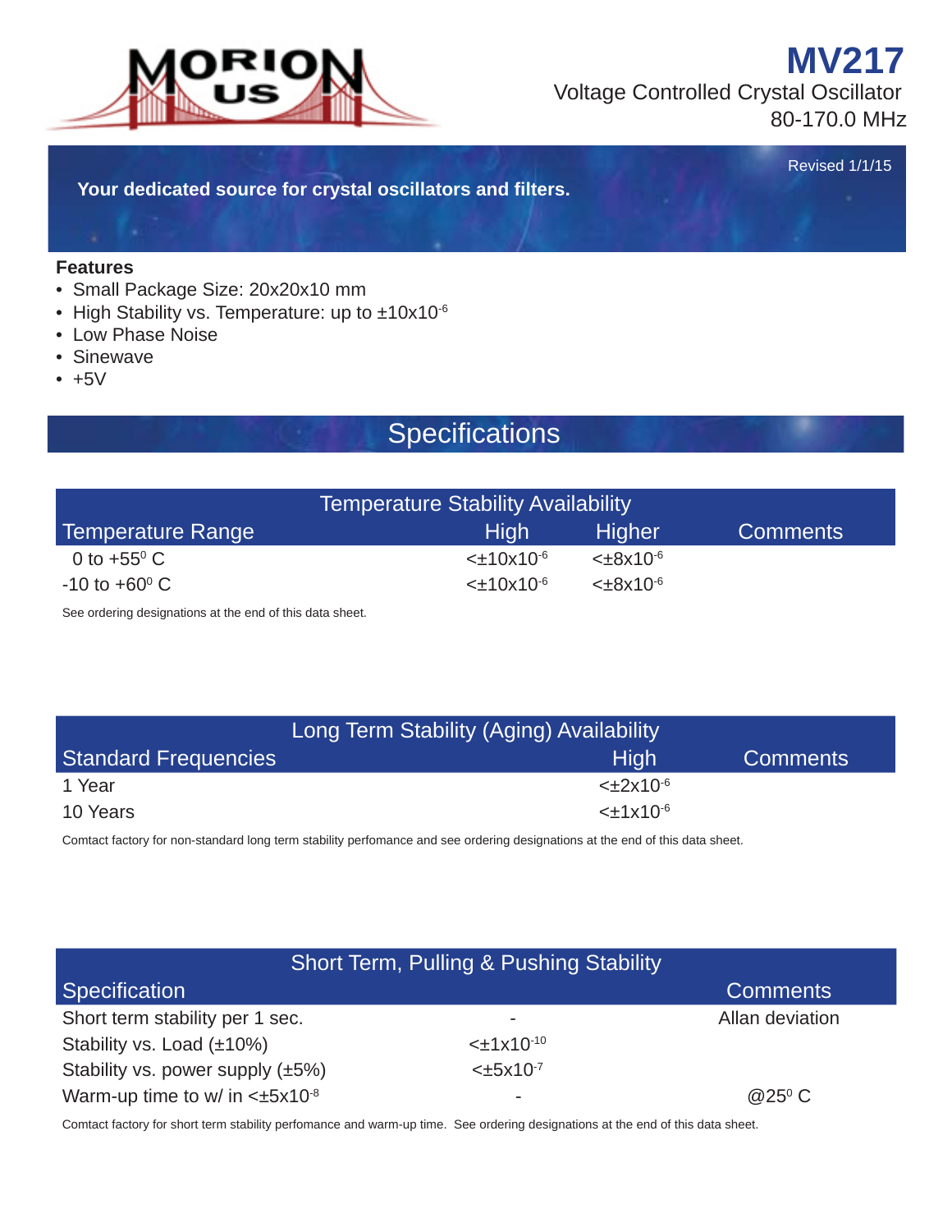# MV217

Voltage Controlled Crystal Oscillator
80-170.0 MHz

Revised 1/1/15

**Your dedicated source for crystal oscillators and filters.**

### Features

- Small Package Size: 20x20x10 mm
- High Stability vs. Temperature: up to $\pm 10 \times 10^{-6}$
- Low Phase Noise
- Sinewave
- +5V

## Specifications

| Temperature Stability Availability | | | |
|---|---|---|---|
| Temperature Range | High | Higher | Comments |
| 0 to +55$^0$ C | $<\pm 10 \times 10^{-6}$ | $<\pm 8 \times 10^{-6}$ | |
| -10 to +60$^0$ C | $<\pm 10 \times 10^{-6}$ | $<\pm 8 \times 10^{-6}$ | |

See ordering designations at the end of this data sheet.

| Long Term Stability (Aging) Availability | | |
|---|---|---|
| Standard Frequencies | High | Comments |
| 1 Year | $<\pm 2 \times 10^{-6}$ | |
| 10 Years | $<\pm 1 \times 10^{-6}$ | |

Comtact factory for non-standard long term stability perfomance and see ordering designations at the end of this data sheet.

| Short Term, Pulling & Pushing Stability | | |
|---|---|---|
| Specification | | Comments |
| Short term stability per 1 sec. | - | Allan deviation |
| Stability vs. Load (±10%) | $<\pm 1 \times 10^{-10}$ | |
| Stability vs. power supply (±5%) | $<\pm 5 \times 10^{-7}$ | |
| Warm-up time to w/ in $<\pm 5 \times 10^{-8}$ | - | @25$^0$ C |

Comtact factory for short term stability perfomance and warm-up time. See ordering designations at the end of this data sheet.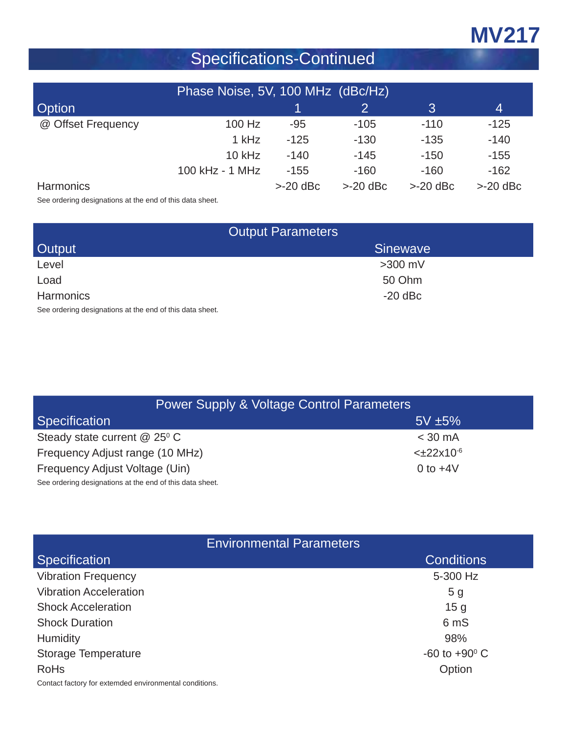# MV217

## Specifications-Continued

| Phase Noise, 5V, 100 MHz (dBc/Hz) | | | | | |
|---|---|---|---|---|---|
| Option | | 1 | 2 | 3 | 4 |
| @ Offset Frequency | 100 Hz | -95 | -105 | -110 | -125 |
| | 1 kHz | -125 | -130 | -135 | -140 |
| | 10 kHz | -140 | -145 | -150 | -155 |
| | 100 kHz - 1 MHz | -155 | -160 | -160 | -162 |
| Harmonics | | >-20 dBc | >-20 dBc | >-20 dBc | >-20 dBc |

See ordering designations at the end of this data sheet.

| Output Parameters | |
|---|---|
| Output | Sinewave |
| Level | >300 mV |
| Load | 50 Ohm |
| Harmonics | -20 dBc |

See ordering designations at the end of this data sheet.

| Power Supply & Voltage Control Parameters | |
|---|---|
| Specification | 5V ±5% |
| Steady state current @ $25^0$ C | < 30 mA |
| Frequency Adjust range (10 MHz) | $<\pm 22\times10^{-6}$ |
| Frequency Adjust Voltage (Uin) | 0 to +4V |

See ordering designations at the end of this data sheet.

| Environmental Parameters | |
|---|---|
| Specification | Conditions |
| Vibration Frequency | 5-300 Hz |
| Vibration Acceleration | 5 g |
| Shock Acceleration | 15 g |
| Shock Duration | 6 mS |
| Humidity | 98% |
| Storage Temperature | -60 to $+90^0$ C |
| RoHs | Option |

Contact factory for extemded environmental conditions.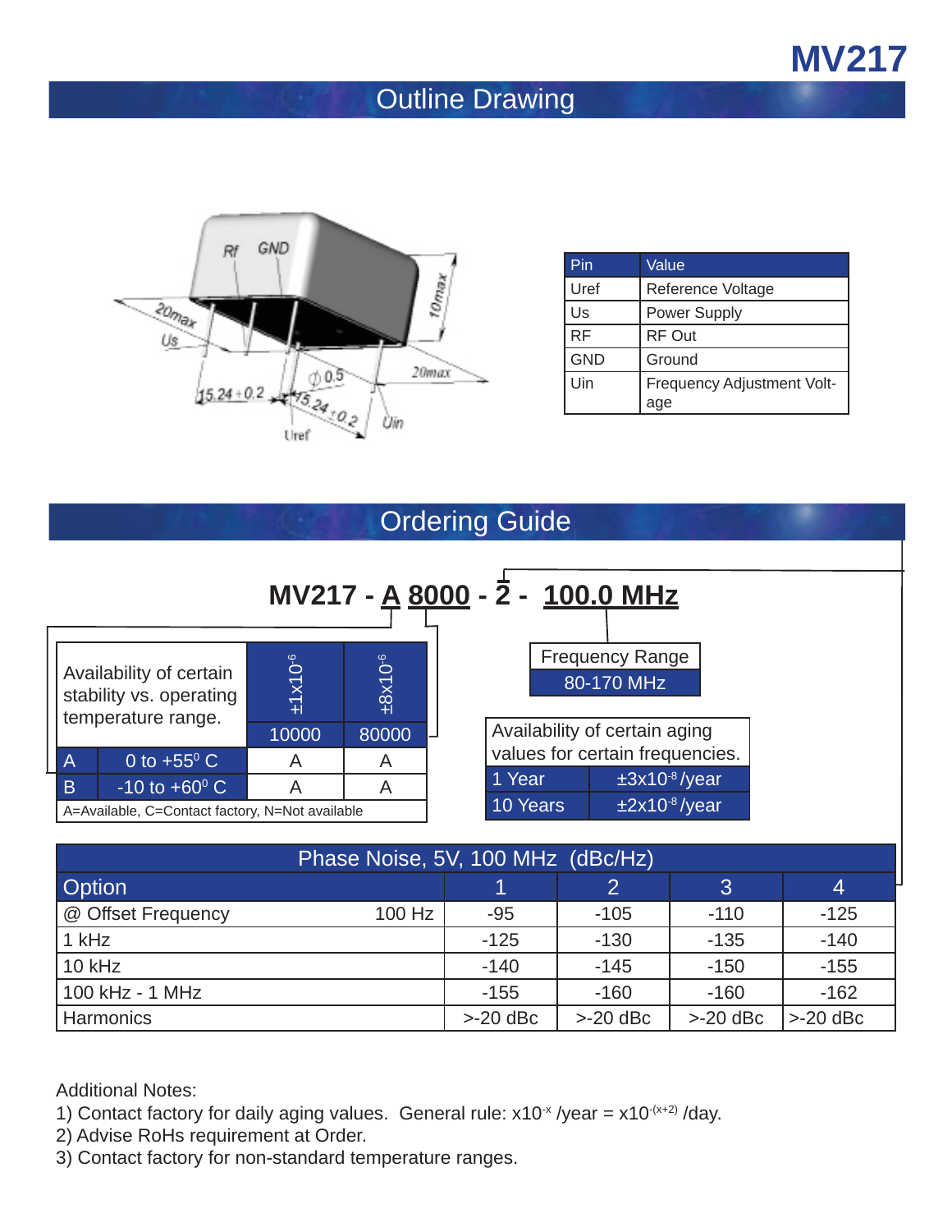# MV217

## Outline Drawing

Rf GND
20max
Us
10max
20max
$\phi$ 0.5
15.24±0.2
15.24±0.2
Uref
Uin

| Pin | Value |
|---|---|
| Uref | Reference Voltage |
| Us | Power Supply |
| RF | RF Out |
| GND | Ground |
| Uin | Frequency Adjustment Voltage |

## Ordering Guide

**MV217 - A 8000 - 2 - 100.0 MHz**

| Availability of certain stability vs. operating temperature range. | | $\pm1\times10^{-6}$ | $\pm8\times10^{-6}$ |
|---|---|---|---|
| | | 10000 | 80000 |
| A | 0 to +55° C | A | A |
| B | -10 to +60° C | A | A |

A=Available, C=Contact factory, N=Not available

| Frequency Range |
|---|
| 80-170 MHz |

| Availability of certain aging values for certain frequencies. | |
|---|---|
| 1 Year | $\pm3\times10^{-8}$ /year |
| 10 Years | $\pm2\times10^{-8}$ /year |

| Phase Noise, 5V, 100 MHz (dBc/Hz) | | | | | |
|---|---|---|---|---|---|
| Option | | 1 | 2 | 3 | 4 |
| @ Offset Frequency | 100 Hz | -95 | -105 | -110 | -125 |
| 1 kHz | | -125 | -130 | -135 | -140 |
| 10 kHz | | -140 | -145 | -150 | -155 |
| 100 kHz - 1 MHz | | -155 | -160 | -160 | -162 |
| Harmonics | | >-20 dBc | >-20 dBc | >-20 dBc | >-20 dBc |

Additional Notes:

1) Contact factory for daily aging values. General rule: $x10^{-x}$ /year = $x10^{-(x+2)}$ /day.
2) Advise RoHs requirement at Order.
3) Contact factory for non-standard temperature ranges.